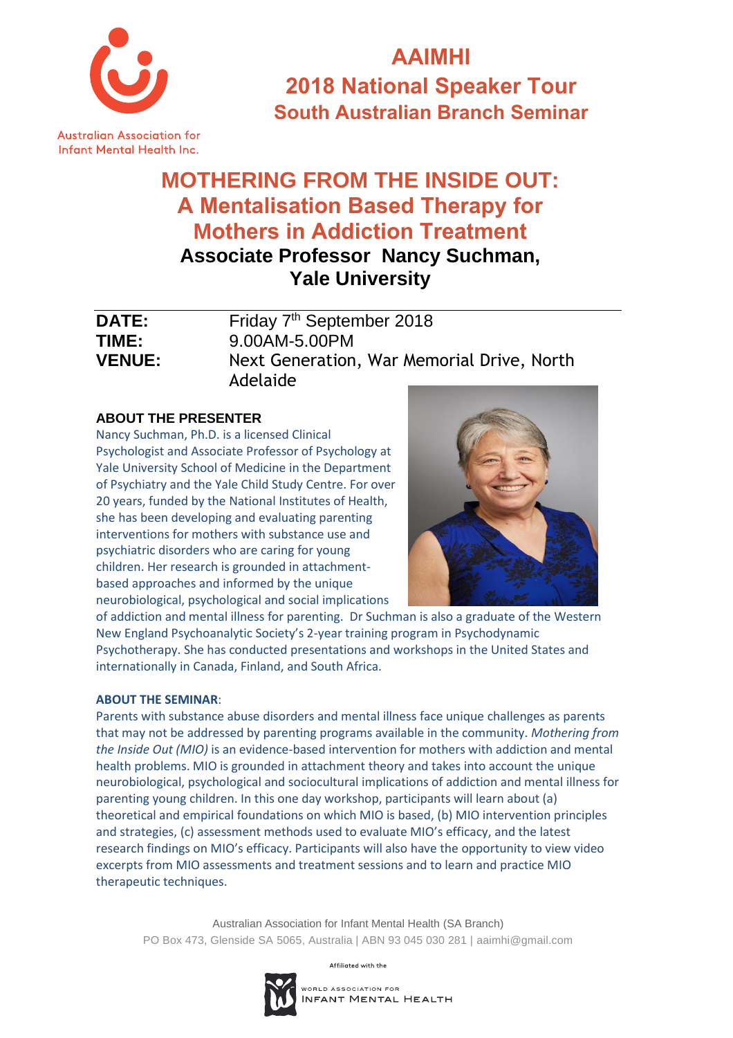Australian Association for Infant Mental Health Inc.

# AAIMHI
## 2018 National Speaker Tour
### South Australian Branch Seminar

# MOTHERING FROM THE INSIDE OUT: A Mentalisation Based Therapy for Mothers in Addiction Treatment

**Associate Professor Nancy Suchman, Yale University**

| | |
|---|---|
| **DATE:** | Friday 7th September 2018 |
| **TIME:** | 9.00AM-5.00PM |
| **VENUE:** | Next Generation, War Memorial Drive, North Adelaide |

### ABOUT THE PRESENTER

Nancy Suchman, Ph.D. is a licensed Clinical Psychologist and Associate Professor of Psychology at Yale University School of Medicine in the Department of Psychiatry and the Yale Child Study Centre. For over 20 years, funded by the National Institutes of Health, she has been developing and evaluating parenting interventions for mothers with substance use and psychiatric disorders who are caring for young children. Her research is grounded in attachment-based approaches and informed by the unique neurobiological, psychological and social implications of addiction and mental illness for parenting. Dr Suchman is also a graduate of the Western New England Psychoanalytic Society's 2-year training program in Psychodynamic Psychotherapy. She has conducted presentations and workshops in the United States and internationally in Canada, Finland, and South Africa.

### ABOUT THE SEMINAR:

Parents with substance abuse disorders and mental illness face unique challenges as parents that may not be addressed by parenting programs available in the community. *Mothering from the Inside Out (MIO)* is an evidence-based intervention for mothers with addiction and mental health problems. MIO is grounded in attachment theory and takes into account the unique neurobiological, psychological and sociocultural implications of addiction and mental illness for parenting young children. In this one day workshop, participants will learn about (a) theoretical and empirical foundations on which MIO is based, (b) MIO intervention principles and strategies, (c) assessment methods used to evaluate MIO's efficacy, and the latest research findings on MIO's efficacy. Participants will also have the opportunity to view video excerpts from MIO assessments and treatment sessions and to learn and practice MIO therapeutic techniques.

Australian Association for Infant Mental Health (SA Branch)
PO Box 473, Glenside SA 5065, Australia | ABN 93 045 030 281 | aaimhi@gmail.com

Affiliated with the World Association for Infant Mental Health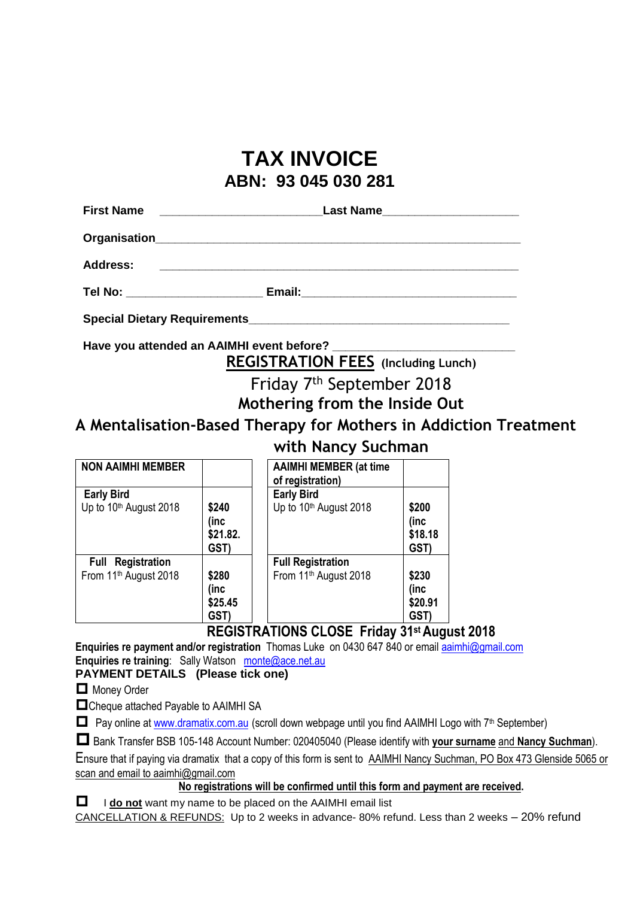# TAX INVOICE

## ABN: 93 045 030 281

**First Name** ________________________ **Last Name** ____________________

**Organisation** _____________________________________________________

**Address:** _____________________________________________________

**Tel No:** ____________________ **Email:** _______________________________

**Special Dietary Requirements** _______________________________________

**Have you attended an AAIMHI event before?** __________________________

**REGISTRATION FEES** **(Including Lunch)**

Friday 7th September 2018

**Mothering from the Inside Out**

**A Mentalisation-Based Therapy for Mothers in Addiction Treatment**

**with Nancy Suchman**

| **NON AAIMHI MEMBER** | | **AAIMHI MEMBER (at time of registration)** | |
|---|---|---|---|
| **Early Bird** Up to 10th August 2018 | **$240 (inc $21.82. GST)** | **Early Bird** Up to 10th August 2018 | **$200 (inc $18.18 GST)** |
| **Full Registration** From 11th August 2018 | **$280 (inc $25.45 GST)** | **Full Registration** From 11th August 2018 | **$230 (inc $20.91 GST)** |

**REGISTRATIONS CLOSE Friday 31st August 2018**

**Enquiries re payment and/or registration** Thomas Luke on 0430 647 840 or email aaimhi@gmail.com

**Enquiries re training**: Sally Watson monte@ace.net.au

**PAYMENT DETAILS (Please tick one)**

☐ Money Order

☐ Cheque attached Payable to AAIMHI SA

☐ Pay online at www.dramatix.com.au (scroll down webpage until you find AAIMHI Logo with 7th September)

☐ Bank Transfer BSB 105-148 Account Number: 020405040 (Please identify with **your surname** and **Nancy Suchman**).

Ensure that if paying via dramatix that a copy of this form is sent to AAIMHI Nancy Suchman, PO Box 473 Glenside 5065 or scan and email to aaimhi@gmail.com

**No registrations will be confirmed until this form and payment are received.**

☐ I **do not** want my name to be placed on the AAIMHI email list

CANCELLATION & REFUNDS: Up to 2 weeks in advance- 80% refund. Less than 2 weeks – 20% refund